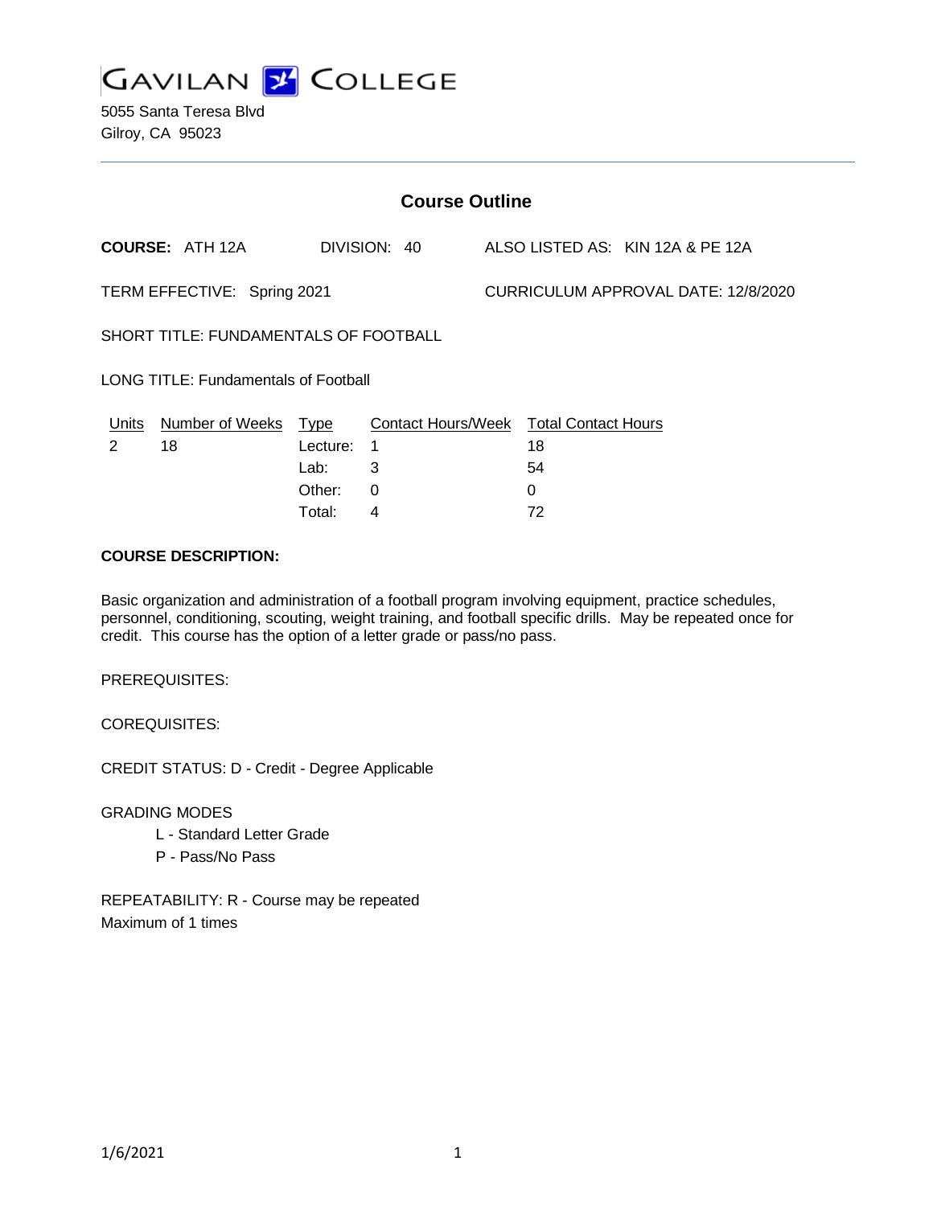# GAVILAN COLLEGE

5055 Santa Teresa Blvd
Gilroy, CA 95023

## Course Outline

**COURSE:** ATH 12A DIVISION: 40 ALSO LISTED AS: KIN 12A & PE 12A

TERM EFFECTIVE: Spring 2021 CURRICULUM APPROVAL DATE: 12/8/2020

SHORT TITLE: FUNDAMENTALS OF FOOTBALL

LONG TITLE: Fundamentals of Football

| Units | Number of Weeks | Type | Contact Hours/Week | Total Contact Hours |
|---|---|---|---|---|
| 2 | 18 | Lecture: | 1 | 18 |
| | | Lab: | 3 | 54 |
| | | Other: | 0 | 0 |
| | | Total: | 4 | 72 |

**COURSE DESCRIPTION:**

Basic organization and administration of a football program involving equipment, practice schedules, personnel, conditioning, scouting, weight training, and football specific drills. May be repeated once for credit. This course has the option of a letter grade or pass/no pass.

PREREQUISITES:

COREQUISITES:

CREDIT STATUS: D - Credit - Degree Applicable

GRADING MODES
- L - Standard Letter Grade
- P - Pass/No Pass

REPEATABILITY: R - Course may be repeated
Maximum of 1 times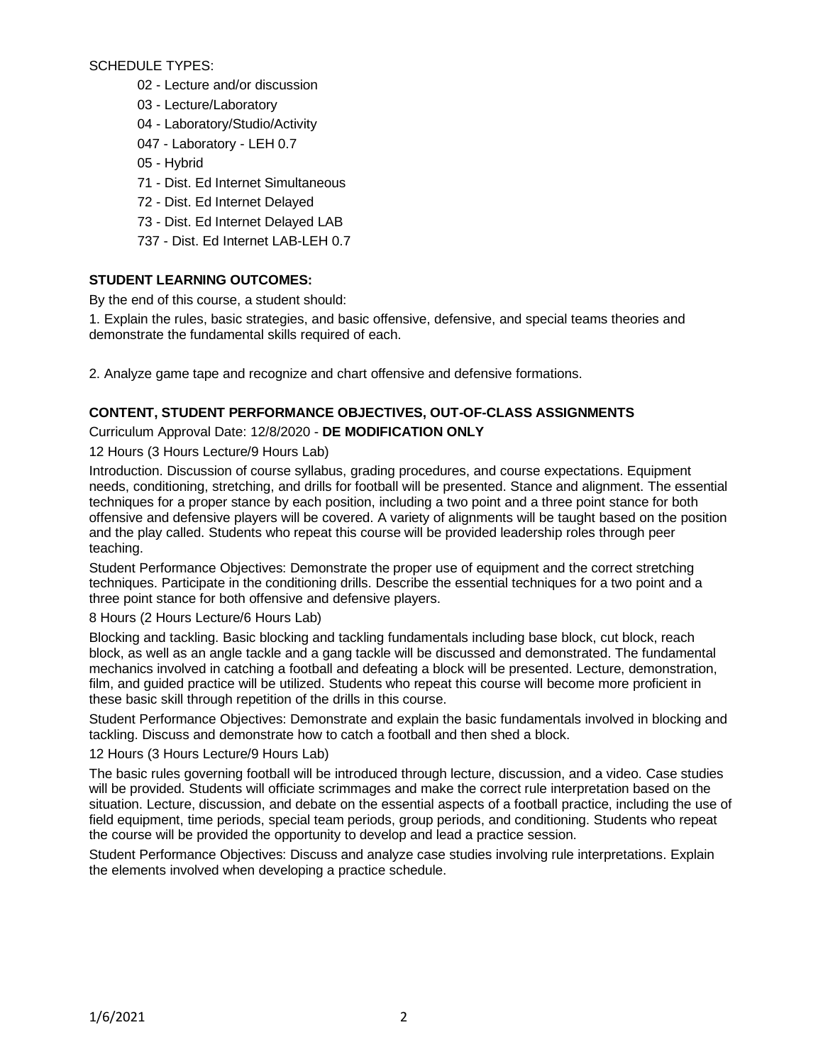SCHEDULE TYPES:

- 02 - Lecture and/or discussion
- 03 - Lecture/Laboratory
- 04 - Laboratory/Studio/Activity
- 047 - Laboratory - LEH 0.7
- 05 - Hybrid
- 71 - Dist. Ed Internet Simultaneous
- 72 - Dist. Ed Internet Delayed
- 73 - Dist. Ed Internet Delayed LAB
- 737 - Dist. Ed Internet LAB-LEH 0.7

**STUDENT LEARNING OUTCOMES:**

By the end of this course, a student should:

1. Explain the rules, basic strategies, and basic offensive, defensive, and special teams theories and demonstrate the fundamental skills required of each.

2. Analyze game tape and recognize and chart offensive and defensive formations.

**CONTENT, STUDENT PERFORMANCE OBJECTIVES, OUT-OF-CLASS ASSIGNMENTS**

Curriculum Approval Date: 12/8/2020 - **DE MODIFICATION ONLY**

12 Hours (3 Hours Lecture/9 Hours Lab)

Introduction. Discussion of course syllabus, grading procedures, and course expectations. Equipment needs, conditioning, stretching, and drills for football will be presented. Stance and alignment. The essential techniques for a proper stance by each position, including a two point and a three point stance for both offensive and defensive players will be covered. A variety of alignments will be taught based on the position and the play called. Students who repeat this course will be provided leadership roles through peer teaching.

Student Performance Objectives: Demonstrate the proper use of equipment and the correct stretching techniques. Participate in the conditioning drills. Describe the essential techniques for a two point and a three point stance for both offensive and defensive players.

8 Hours (2 Hours Lecture/6 Hours Lab)

Blocking and tackling. Basic blocking and tackling fundamentals including base block, cut block, reach block, as well as an angle tackle and a gang tackle will be discussed and demonstrated. The fundamental mechanics involved in catching a football and defeating a block will be presented. Lecture, demonstration, film, and guided practice will be utilized. Students who repeat this course will become more proficient in these basic skill through repetition of the drills in this course.

Student Performance Objectives: Demonstrate and explain the basic fundamentals involved in blocking and tackling. Discuss and demonstrate how to catch a football and then shed a block.

12 Hours (3 Hours Lecture/9 Hours Lab)

The basic rules governing football will be introduced through lecture, discussion, and a video. Case studies will be provided. Students will officiate scrimmages and make the correct rule interpretation based on the situation. Lecture, discussion, and debate on the essential aspects of a football practice, including the use of field equipment, time periods, special team periods, group periods, and conditioning. Students who repeat the course will be provided the opportunity to develop and lead a practice session.

Student Performance Objectives: Discuss and analyze case studies involving rule interpretations. Explain the elements involved when developing a practice schedule.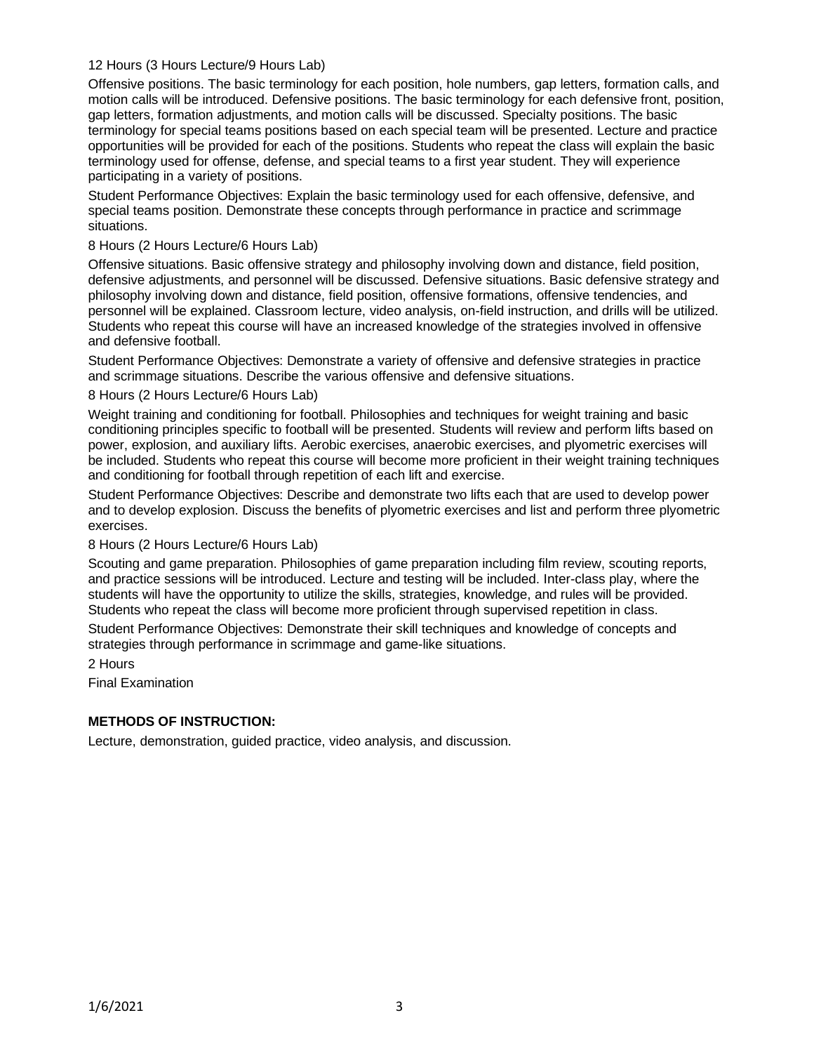12 Hours (3 Hours Lecture/9 Hours Lab)

Offensive positions. The basic terminology for each position, hole numbers, gap letters, formation calls, and motion calls will be introduced. Defensive positions. The basic terminology for each defensive front, position, gap letters, formation adjustments, and motion calls will be discussed. Specialty positions. The basic terminology for special teams positions based on each special team will be presented. Lecture and practice opportunities will be provided for each of the positions. Students who repeat the class will explain the basic terminology used for offense, defense, and special teams to a first year student. They will experience participating in a variety of positions.

Student Performance Objectives: Explain the basic terminology used for each offensive, defensive, and special teams position. Demonstrate these concepts through performance in practice and scrimmage situations.

8 Hours (2 Hours Lecture/6 Hours Lab)

Offensive situations. Basic offensive strategy and philosophy involving down and distance, field position, defensive adjustments, and personnel will be discussed. Defensive situations. Basic defensive strategy and philosophy involving down and distance, field position, offensive formations, offensive tendencies, and personnel will be explained. Classroom lecture, video analysis, on-field instruction, and drills will be utilized. Students who repeat this course will have an increased knowledge of the strategies involved in offensive and defensive football.

Student Performance Objectives: Demonstrate a variety of offensive and defensive strategies in practice and scrimmage situations. Describe the various offensive and defensive situations.

8 Hours (2 Hours Lecture/6 Hours Lab)

Weight training and conditioning for football. Philosophies and techniques for weight training and basic conditioning principles specific to football will be presented. Students will review and perform lifts based on power, explosion, and auxiliary lifts. Aerobic exercises, anaerobic exercises, and plyometric exercises will be included. Students who repeat this course will become more proficient in their weight training techniques and conditioning for football through repetition of each lift and exercise.

Student Performance Objectives: Describe and demonstrate two lifts each that are used to develop power and to develop explosion. Discuss the benefits of plyometric exercises and list and perform three plyometric exercises.

8 Hours (2 Hours Lecture/6 Hours Lab)

Scouting and game preparation. Philosophies of game preparation including film review, scouting reports, and practice sessions will be introduced. Lecture and testing will be included. Inter-class play, where the students will have the opportunity to utilize the skills, strategies, knowledge, and rules will be provided. Students who repeat the class will become more proficient through supervised repetition in class.

Student Performance Objectives: Demonstrate their skill techniques and knowledge of concepts and strategies through performance in scrimmage and game-like situations.

2 Hours

Final Examination

**METHODS OF INSTRUCTION:**

Lecture, demonstration, guided practice, video analysis, and discussion.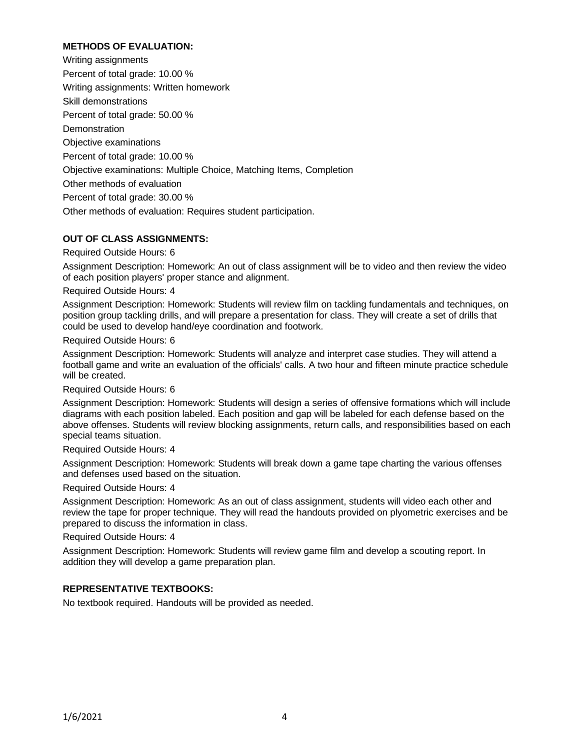**METHODS OF EVALUATION:**

Writing assignments

Percent of total grade: 10.00 %

Writing assignments: Written homework

Skill demonstrations

Percent of total grade: 50.00 %

Demonstration

Objective examinations

Percent of total grade: 10.00 %

Objective examinations: Multiple Choice, Matching Items, Completion

Other methods of evaluation

Percent of total grade: 30.00 %

Other methods of evaluation: Requires student participation.

**OUT OF CLASS ASSIGNMENTS:**

Required Outside Hours: 6

Assignment Description: Homework: An out of class assignment will be to video and then review the video of each position players' proper stance and alignment.

Required Outside Hours: 4

Assignment Description: Homework: Students will review film on tackling fundamentals and techniques, on position group tackling drills, and will prepare a presentation for class. They will create a set of drills that could be used to develop hand/eye coordination and footwork.

Required Outside Hours: 6

Assignment Description: Homework: Students will analyze and interpret case studies. They will attend a football game and write an evaluation of the officials' calls. A two hour and fifteen minute practice schedule will be created.

Required Outside Hours: 6

Assignment Description: Homework: Students will design a series of offensive formations which will include diagrams with each position labeled. Each position and gap will be labeled for each defense based on the above offenses. Students will review blocking assignments, return calls, and responsibilities based on each special teams situation.

Required Outside Hours: 4

Assignment Description: Homework: Students will break down a game tape charting the various offenses and defenses used based on the situation.

Required Outside Hours: 4

Assignment Description: Homework: As an out of class assignment, students will video each other and review the tape for proper technique. They will read the handouts provided on plyometric exercises and be prepared to discuss the information in class.

Required Outside Hours: 4

Assignment Description: Homework: Students will review game film and develop a scouting report. In addition they will develop a game preparation plan.

**REPRESENTATIVE TEXTBOOKS:**

No textbook required. Handouts will be provided as needed.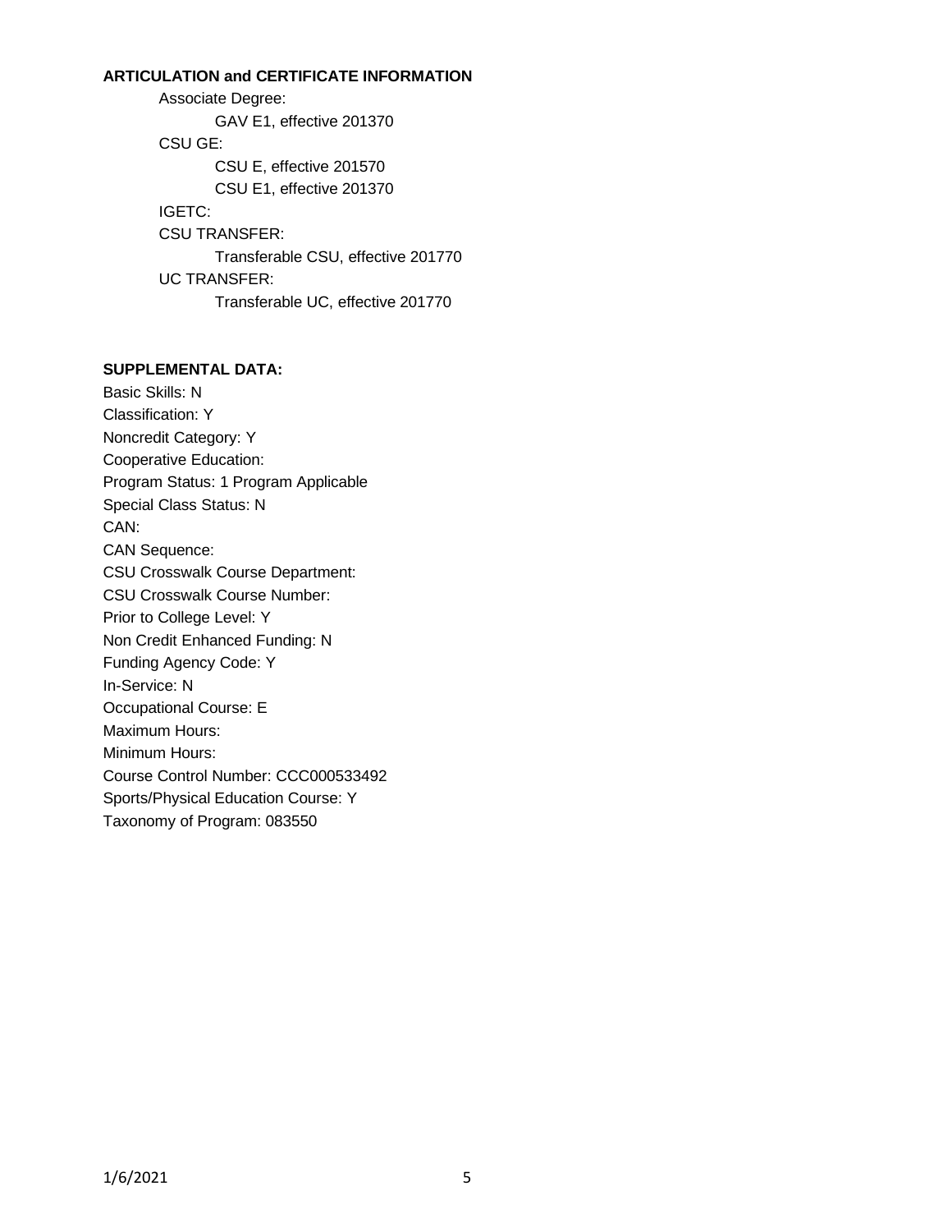**ARTICULATION and CERTIFICATE INFORMATION**

Associate Degree:

GAV E1, effective 201370

CSU GE:

CSU E, effective 201570

CSU E1, effective 201370

IGETC:

CSU TRANSFER:

Transferable CSU, effective 201770

UC TRANSFER:

Transferable UC, effective 201770

**SUPPLEMENTAL DATA:**

Basic Skills: N
Classification: Y
Noncredit Category: Y
Cooperative Education:
Program Status: 1 Program Applicable
Special Class Status: N
CAN:
CAN Sequence:
CSU Crosswalk Course Department:
CSU Crosswalk Course Number:
Prior to College Level: Y
Non Credit Enhanced Funding: N
Funding Agency Code: Y
In-Service: N
Occupational Course: E
Maximum Hours:
Minimum Hours:
Course Control Number: CCC000533492
Sports/Physical Education Course: Y
Taxonomy of Program: 083550